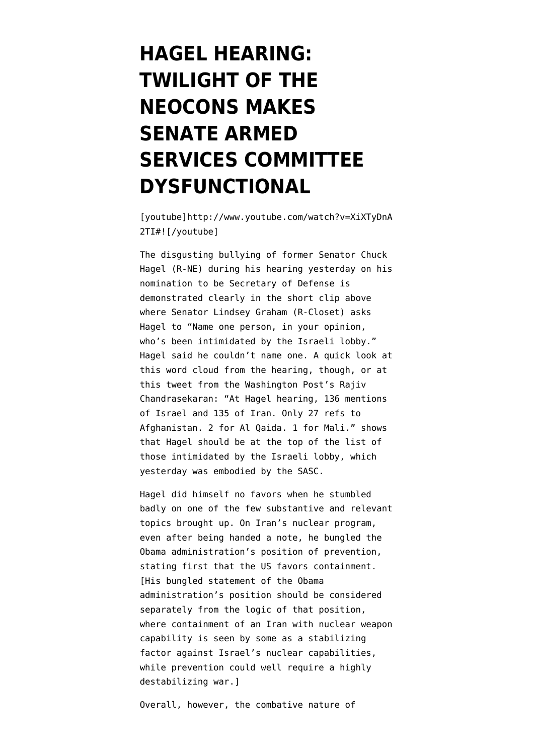# HAGEL HEARING: TWILIGHT OF THE NEOCONS MAKES SENATE ARMED SERVICES COMMITTEE DYSFUNCTIONAL

[youtube]http://www.youtube.com/watch?v=XiXTyDnA2TI#![/youtube]

The disgusting bullying of former Senator Chuck Hagel (R-NE) during his hearing yesterday on his nomination to be Secretary of Defense is demonstrated clearly in the short clip above where Senator Lindsey Graham (R-Closet) asks Hagel to "Name one person, in your opinion, who's been intimidated by the Israeli lobby." Hagel said he couldn't name one. A quick look at this word cloud from the hearing, though, or at this tweet from the Washington Post's Rajiv Chandrasekaran: "At Hagel hearing, 136 mentions of Israel and 135 of Iran. Only 27 refs to Afghanistan. 2 for Al Qaida. 1 for Mali." shows that Hagel should be at the top of the list of those intimidated by the Israeli lobby, which yesterday was embodied by the SASC.

Hagel did himself no favors when he stumbled badly on one of the few substantive and relevant topics brought up. On Iran's nuclear program, even after being handed a note, he bungled the Obama administration's position of prevention, stating first that the US favors containment. [His bungled statement of the Obama administration's position should be considered separately from the logic of that position, where containment of an Iran with nuclear weapon capability is seen by some as a stabilizing factor against Israel's nuclear capabilities, while prevention could well require a highly destabilizing war.]

Overall, however, the combative nature of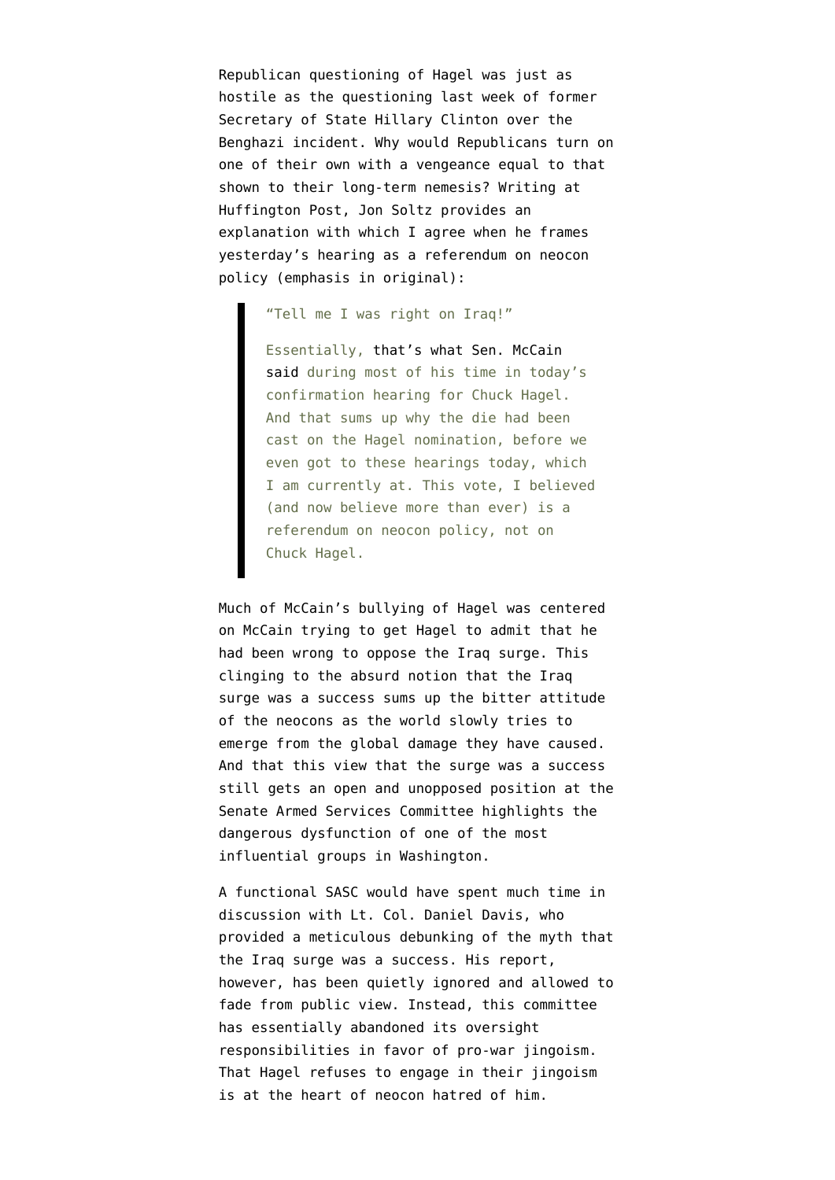Republican questioning of Hagel was just as hostile as the questioning last week of former Secretary of State Hillary Clinton over the Benghazi incident. Why would Republicans turn on one of their own with a vengeance equal to that shown to their long-term nemesis? Writing at Huffington Post, Jon Soltz provides an explanation with which I agree when he frames yesterday's hearing as a referendum on neocon policy (emphasis in original):

> "Tell me I was right on Iraq!"
>
> Essentially, that's what Sen. McCain said during most of his time in today's confirmation hearing for Chuck Hagel. And that sums up why the die had been cast on the Hagel nomination, before we even got to these hearings today, which I am currently at. This vote, I believed (and now believe more than ever) is a referendum on neocon policy, not on Chuck Hagel.

Much of McCain's bullying of Hagel was centered on McCain trying to get Hagel to admit that he had been wrong to oppose the Iraq surge. This clinging to the absurd notion that the Iraq surge was a success sums up the bitter attitude of the neocons as the world slowly tries to emerge from the global damage they have caused. And that this view that the surge was a success still gets an open and unopposed position at the Senate Armed Services Committee highlights the dangerous dysfunction of one of the most influential groups in Washington.

A functional SASC would have spent much time in discussion with Lt. Col. Daniel Davis, who provided a meticulous debunking of the myth that the Iraq surge was a success. His report, however, has been quietly ignored and allowed to fade from public view. Instead, this committee has essentially abandoned its oversight responsibilities in favor of pro-war jingoism. That Hagel refuses to engage in their jingoism is at the heart of neocon hatred of him.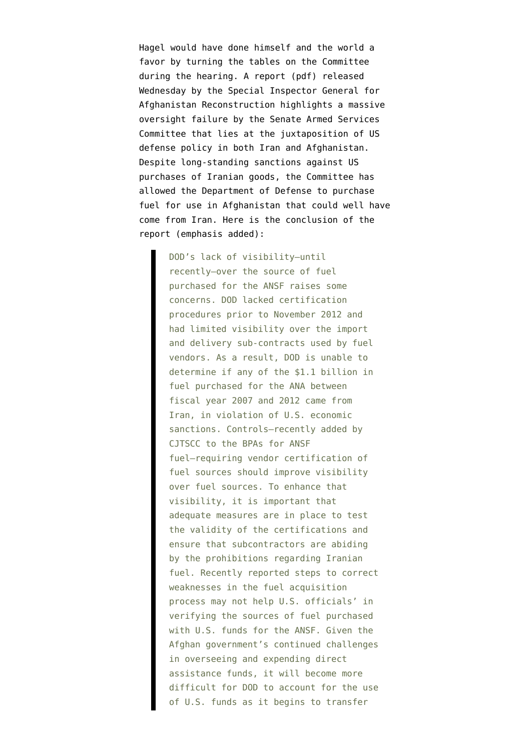Hagel would have done himself and the world a favor by turning the tables on the Committee during the hearing. A report (pdf) released Wednesday by the Special Inspector General for Afghanistan Reconstruction highlights a massive oversight failure by the Senate Armed Services Committee that lies at the juxtaposition of US defense policy in both Iran and Afghanistan. Despite long-standing sanctions against US purchases of Iranian goods, the Committee has allowed the Department of Defense to purchase fuel for use in Afghanistan that could well have come from Iran. Here is the conclusion of the report (emphasis added):

> DOD's lack of visibility—until recently—over the source of fuel purchased for the ANSF raises some concerns. DOD lacked certification procedures prior to November 2012 and had limited visibility over the import and delivery sub-contracts used by fuel vendors. As a result, DOD is unable to determine if any of the $1.1 billion in fuel purchased for the ANA between fiscal year 2007 and 2012 came from Iran, in violation of U.S. economic sanctions. Controls—recently added by CJTSCC to the BPAs for ANSF fuel—requiring vendor certification of fuel sources should improve visibility over fuel sources. To enhance that visibility, it is important that adequate measures are in place to test the validity of the certifications and ensure that subcontractors are abiding by the prohibitions regarding Iranian fuel. Recently reported steps to correct weaknesses in the fuel acquisition process may not help U.S. officials' in verifying the sources of fuel purchased with U.S. funds for the ANSF. Given the Afghan government's continued challenges in overseeing and expending direct assistance funds, it will become more difficult for DOD to account for the use of U.S. funds as it begins to transfer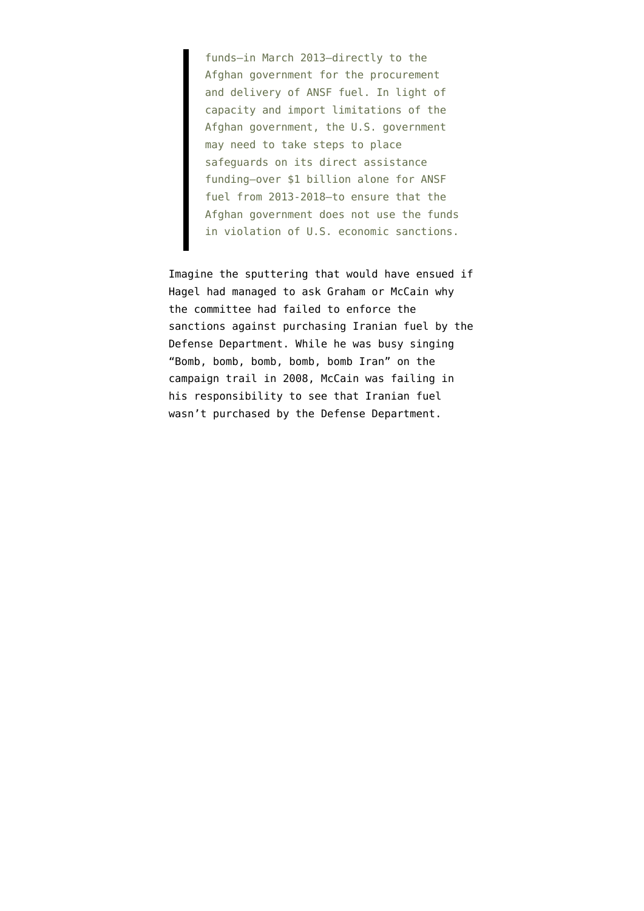> funds—in March 2013—directly to the Afghan government for the procurement and delivery of ANSF fuel. In light of capacity and import limitations of the Afghan government, the U.S. government may need to take steps to place safeguards on its direct assistance funding—over $1 billion alone for ANSF fuel from 2013-2018—to ensure that the Afghan government does not use the funds in violation of U.S. economic sanctions.

Imagine the sputtering that would have ensued if Hagel had managed to ask Graham or McCain why the committee had failed to enforce the sanctions against purchasing Iranian fuel by the Defense Department. While he was busy singing "Bomb, bomb, bomb, bomb, bomb Iran" on the campaign trail in 2008, McCain was failing in his responsibility to see that Iranian fuel wasn't purchased by the Defense Department.